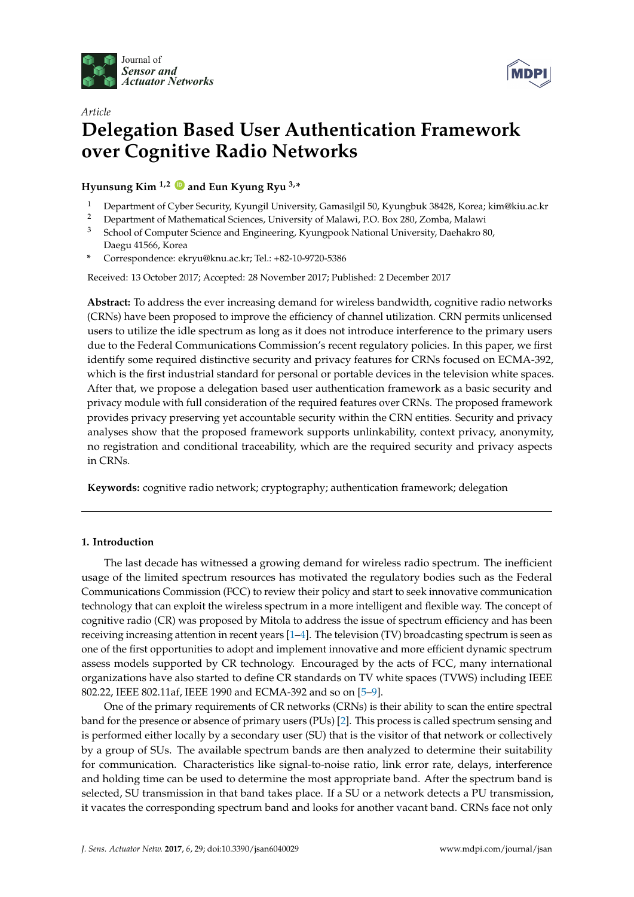*Article*

# Delegation Based User Authentication Framework over Cognitive Radio Networks

**Hyunsung Kim [1,2] and Eun Kyung Ryu [3,*]**

[1] Department of Cyber Security, Kyungil University, Gamasilgil 50, Kyungbuk 38428, Korea; kim@kiu.ac.kr

[2] Department of Mathematical Sciences, University of Malawi, P.O. Box 280, Zomba, Malawi

[3] School of Computer Science and Engineering, Kyungpook National University, Daehakro 80, Daegu 41566, Korea

[*] Correspondence: ekryu@knu.ac.kr; Tel.: +82-10-9720-5386

Received: 13 October 2017; Accepted: 28 November 2017; Published: 2 December 2017

**Abstract:** To address the ever increasing demand for wireless bandwidth, cognitive radio networks (CRNs) have been proposed to improve the efficiency of channel utilization. CRN permits unlicensed users to utilize the idle spectrum as long as it does not introduce interference to the primary users due to the Federal Communications Commission's recent regulatory policies. In this paper, we first identify some required distinctive security and privacy features for CRNs focused on ECMA-392, which is the first industrial standard for personal or portable devices in the television white spaces. After that, we propose a delegation based user authentication framework as a basic security and privacy module with full consideration of the required features over CRNs. The proposed framework provides privacy preserving yet accountable security within the CRN entities. Security and privacy analyses show that the proposed framework supports unlinkability, context privacy, anonymity, no registration and conditional traceability, which are the required security and privacy aspects in CRNs.

**Keywords:** cognitive radio network; cryptography; authentication framework; delegation

---

## 1. Introduction

The last decade has witnessed a growing demand for wireless radio spectrum. The inefficient usage of the limited spectrum resources has motivated the regulatory bodies such as the Federal Communications Commission (FCC) to review their policy and start to seek innovative communication technology that can exploit the wireless spectrum in a more intelligent and flexible way. The concept of cognitive radio (CR) was proposed by Mitola to address the issue of spectrum efficiency and has been receiving increasing attention in recent years [1–4]. The television (TV) broadcasting spectrum is seen as one of the first opportunities to adopt and implement innovative and more efficient dynamic spectrum assess models supported by CR technology. Encouraged by the acts of FCC, many international organizations have also started to define CR standards on TV white spaces (TVWS) including IEEE 802.22, IEEE 802.11af, IEEE 1990 and ECMA-392 and so on [5–9].

One of the primary requirements of CR networks (CRNs) is their ability to scan the entire spectral band for the presence or absence of primary users (PUs) [2]. This process is called spectrum sensing and is performed either locally by a secondary user (SU) that is the visitor of that network or collectively by a group of SUs. The available spectrum bands are then analyzed to determine their suitability for communication. Characteristics like signal-to-noise ratio, link error rate, delays, interference and holding time can be used to determine the most appropriate band. After the spectrum band is selected, SU transmission in that band takes place. If a SU or a network detects a PU transmission, it vacates the corresponding spectrum band and looks for another vacant band. CRNs face not only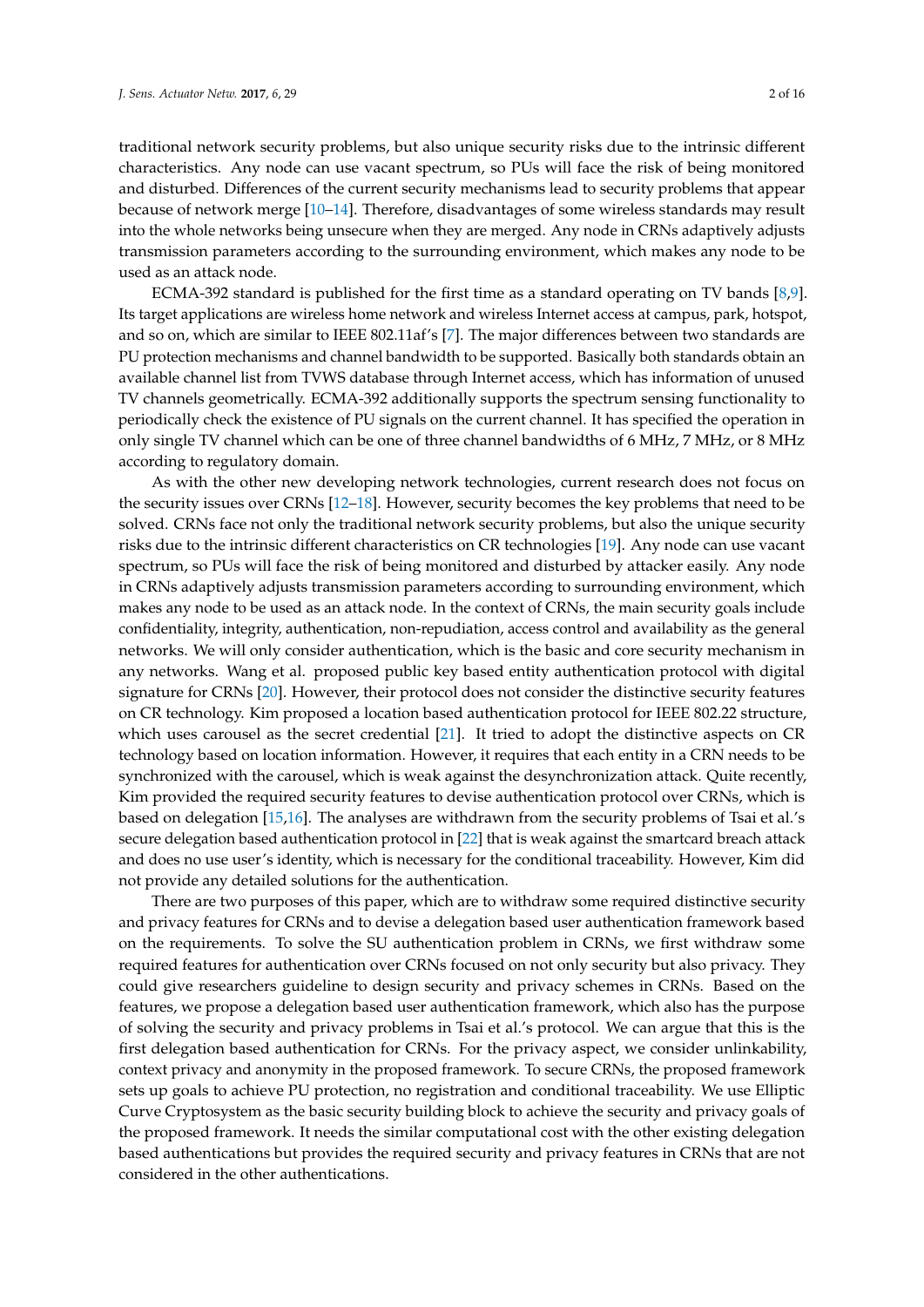traditional network security problems, but also unique security risks due to the intrinsic different characteristics. Any node can use vacant spectrum, so PUs will face the risk of being monitored and disturbed. Differences of the current security mechanisms lead to security problems that appear because of network merge [10–14]. Therefore, disadvantages of some wireless standards may result into the whole networks being unsecure when they are merged. Any node in CRNs adaptively adjusts transmission parameters according to the surrounding environment, which makes any node to be used as an attack node.

ECMA-392 standard is published for the first time as a standard operating on TV bands [8,9]. Its target applications are wireless home network and wireless Internet access at campus, park, hotspot, and so on, which are similar to IEEE 802.11af's [7]. The major differences between two standards are PU protection mechanisms and channel bandwidth to be supported. Basically both standards obtain an available channel list from TVWS database through Internet access, which has information of unused TV channels geometrically. ECMA-392 additionally supports the spectrum sensing functionality to periodically check the existence of PU signals on the current channel. It has specified the operation in only single TV channel which can be one of three channel bandwidths of 6 MHz, 7 MHz, or 8 MHz according to regulatory domain.

As with the other new developing network technologies, current research does not focus on the security issues over CRNs [12–18]. However, security becomes the key problems that need to be solved. CRNs face not only the traditional network security problems, but also the unique security risks due to the intrinsic different characteristics on CR technologies [19]. Any node can use vacant spectrum, so PUs will face the risk of being monitored and disturbed by attacker easily. Any node in CRNs adaptively adjusts transmission parameters according to surrounding environment, which makes any node to be used as an attack node. In the context of CRNs, the main security goals include confidentiality, integrity, authentication, non-repudiation, access control and availability as the general networks. We will only consider authentication, which is the basic and core security mechanism in any networks. Wang et al. proposed public key based entity authentication protocol with digital signature for CRNs [20]. However, their protocol does not consider the distinctive security features on CR technology. Kim proposed a location based authentication protocol for IEEE 802.22 structure, which uses carousel as the secret credential [21]. It tried to adopt the distinctive aspects on CR technology based on location information. However, it requires that each entity in a CRN needs to be synchronized with the carousel, which is weak against the desynchronization attack. Quite recently, Kim provided the required security features to devise authentication protocol over CRNs, which is based on delegation [15,16]. The analyses are withdrawn from the security problems of Tsai et al.'s secure delegation based authentication protocol in [22] that is weak against the smartcard breach attack and does no use user's identity, which is necessary for the conditional traceability. However, Kim did not provide any detailed solutions for the authentication.

There are two purposes of this paper, which are to withdraw some required distinctive security and privacy features for CRNs and to devise a delegation based user authentication framework based on the requirements. To solve the SU authentication problem in CRNs, we first withdraw some required features for authentication over CRNs focused on not only security but also privacy. They could give researchers guideline to design security and privacy schemes in CRNs. Based on the features, we propose a delegation based user authentication framework, which also has the purpose of solving the security and privacy problems in Tsai et al.'s protocol. We can argue that this is the first delegation based authentication for CRNs. For the privacy aspect, we consider unlinkability, context privacy and anonymity in the proposed framework. To secure CRNs, the proposed framework sets up goals to achieve PU protection, no registration and conditional traceability. We use Elliptic Curve Cryptosystem as the basic security building block to achieve the security and privacy goals of the proposed framework. It needs the similar computational cost with the other existing delegation based authentications but provides the required security and privacy features in CRNs that are not considered in the other authentications.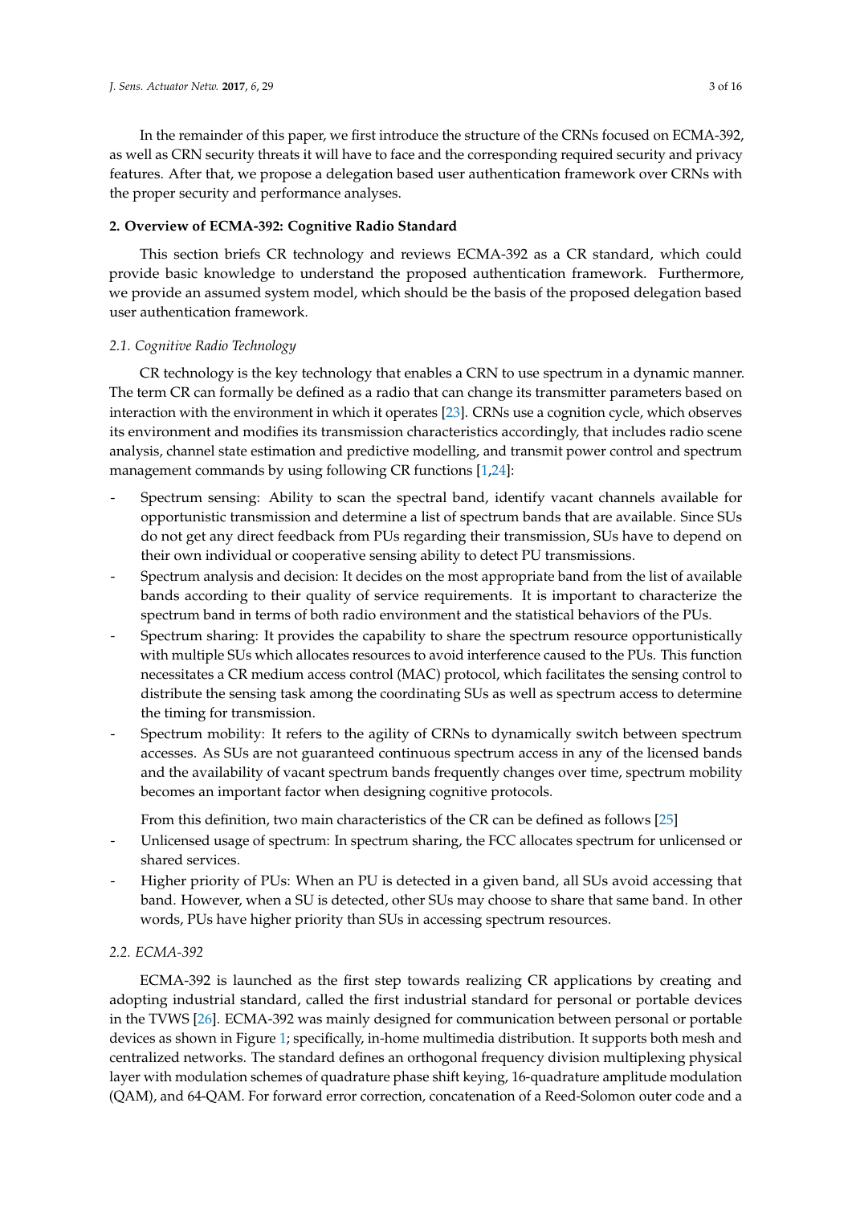In the remainder of this paper, we first introduce the structure of the CRNs focused on ECMA-392, as well as CRN security threats it will have to face and the corresponding required security and privacy features. After that, we propose a delegation based user authentication framework over CRNs with the proper security and performance analyses.

## 2. Overview of ECMA-392: Cognitive Radio Standard

This section briefs CR technology and reviews ECMA-392 as a CR standard, which could provide basic knowledge to understand the proposed authentication framework. Furthermore, we provide an assumed system model, which should be the basis of the proposed delegation based user authentication framework.

### 2.1. Cognitive Radio Technology

CR technology is the key technology that enables a CRN to use spectrum in a dynamic manner. The term CR can formally be defined as a radio that can change its transmitter parameters based on interaction with the environment in which it operates [23]. CRNs use a cognition cycle, which observes its environment and modifies its transmission characteristics accordingly, that includes radio scene analysis, channel state estimation and predictive modelling, and transmit power control and spectrum management commands by using following CR functions [1,24]:

- Spectrum sensing: Ability to scan the spectral band, identify vacant channels available for opportunistic transmission and determine a list of spectrum bands that are available. Since SUs do not get any direct feedback from PUs regarding their transmission, SUs have to depend on their own individual or cooperative sensing ability to detect PU transmissions.
- Spectrum analysis and decision: It decides on the most appropriate band from the list of available bands according to their quality of service requirements. It is important to characterize the spectrum band in terms of both radio environment and the statistical behaviors of the PUs.
- Spectrum sharing: It provides the capability to share the spectrum resource opportunistically with multiple SUs which allocates resources to avoid interference caused to the PUs. This function necessitates a CR medium access control (MAC) protocol, which facilitates the sensing control to distribute the sensing task among the coordinating SUs as well as spectrum access to determine the timing for transmission.
- Spectrum mobility: It refers to the agility of CRNs to dynamically switch between spectrum accesses. As SUs are not guaranteed continuous spectrum access in any of the licensed bands and the availability of vacant spectrum bands frequently changes over time, spectrum mobility becomes an important factor when designing cognitive protocols.

From this definition, two main characteristics of the CR can be defined as follows [25]

- Unlicensed usage of spectrum: In spectrum sharing, the FCC allocates spectrum for unlicensed or shared services.
- Higher priority of PUs: When an PU is detected in a given band, all SUs avoid accessing that band. However, when a SU is detected, other SUs may choose to share that same band. In other words, PUs have higher priority than SUs in accessing spectrum resources.

### 2.2. ECMA-392

ECMA-392 is launched as the first step towards realizing CR applications by creating and adopting industrial standard, called the first industrial standard for personal or portable devices in the TVWS [26]. ECMA-392 was mainly designed for communication between personal or portable devices as shown in Figure 1; specifically, in-home multimedia distribution. It supports both mesh and centralized networks. The standard defines an orthogonal frequency division multiplexing physical layer with modulation schemes of quadrature phase shift keying, 16-quadrature amplitude modulation (QAM), and 64-QAM. For forward error correction, concatenation of a Reed-Solomon outer code and a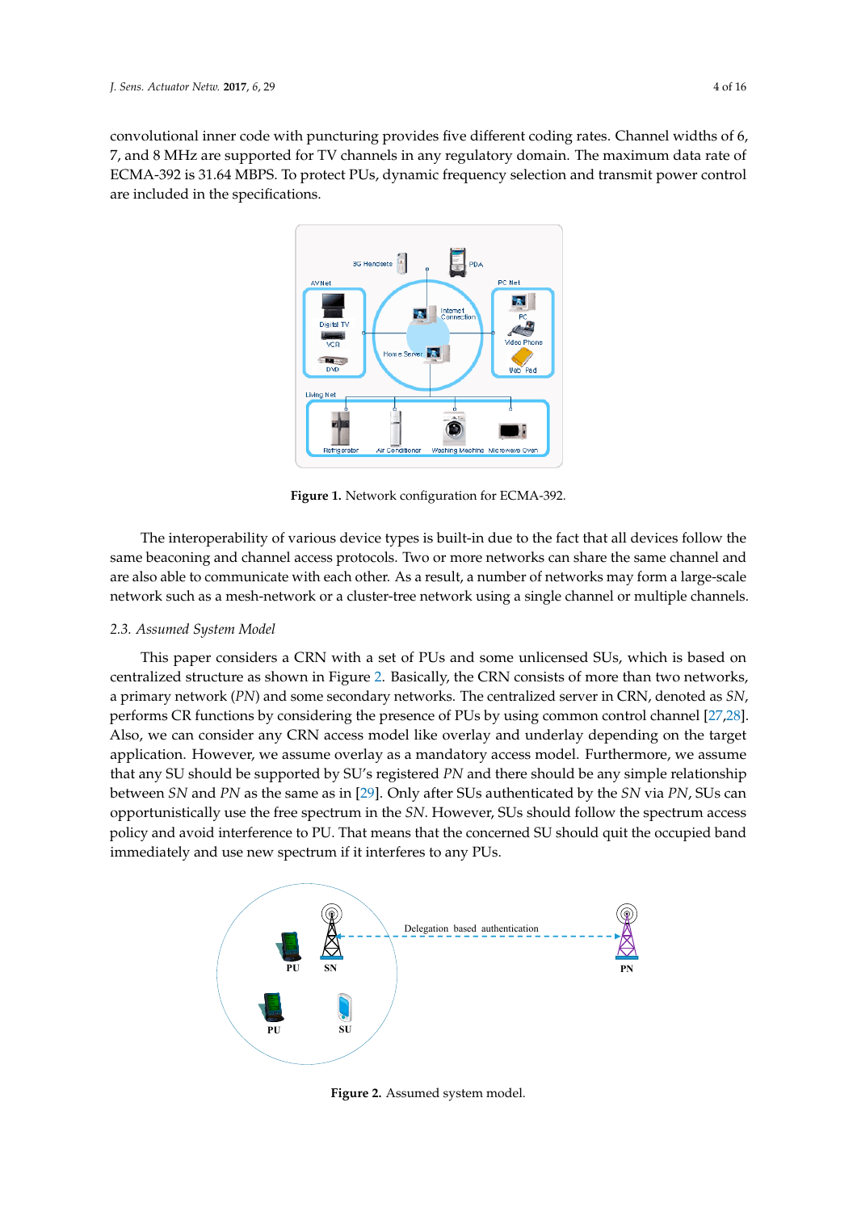convolutional inner code with puncturing provides five different coding rates. Channel widths of 6, 7, and 8 MHz are supported for TV channels in any regulatory domain. The maximum data rate of ECMA-392 is 31.64 MBPS. To protect PUs, dynamic frequency selection and transmit power control are included in the specifications.

**Figure 1.** Network configuration for ECMA-392.

The interoperability of various device types is built-in due to the fact that all devices follow the same beaconing and channel access protocols. Two or more networks can share the same channel and are also able to communicate with each other. As a result, a number of networks may form a large-scale network such as a mesh-network or a cluster-tree network using a single channel or multiple channels.

### 2.3. Assumed System Model

This paper considers a CRN with a set of PUs and some unlicensed SUs, which is based on centralized structure as shown in Figure 2. Basically, the CRN consists of more than two networks, a primary network (*PN*) and some secondary networks. The centralized server in CRN, denoted as *SN*, performs CR functions by considering the presence of PUs by using common control channel [27,28]. Also, we can consider any CRN access model like overlay and underlay depending on the target application. However, we assume overlay as a mandatory access model. Furthermore, we assume that any SU should be supported by SU's registered *PN* and there should be any simple relationship between *SN* and *PN* as the same as in [29]. Only after SUs authenticated by the *SN* via *PN*, SUs can opportunistically use the free spectrum in the *SN*. However, SUs should follow the spectrum access policy and avoid interference to PU. That means that the concerned SU should quit the occupied band immediately and use new spectrum if it interferes to any PUs.

**Figure 2.** Assumed system model.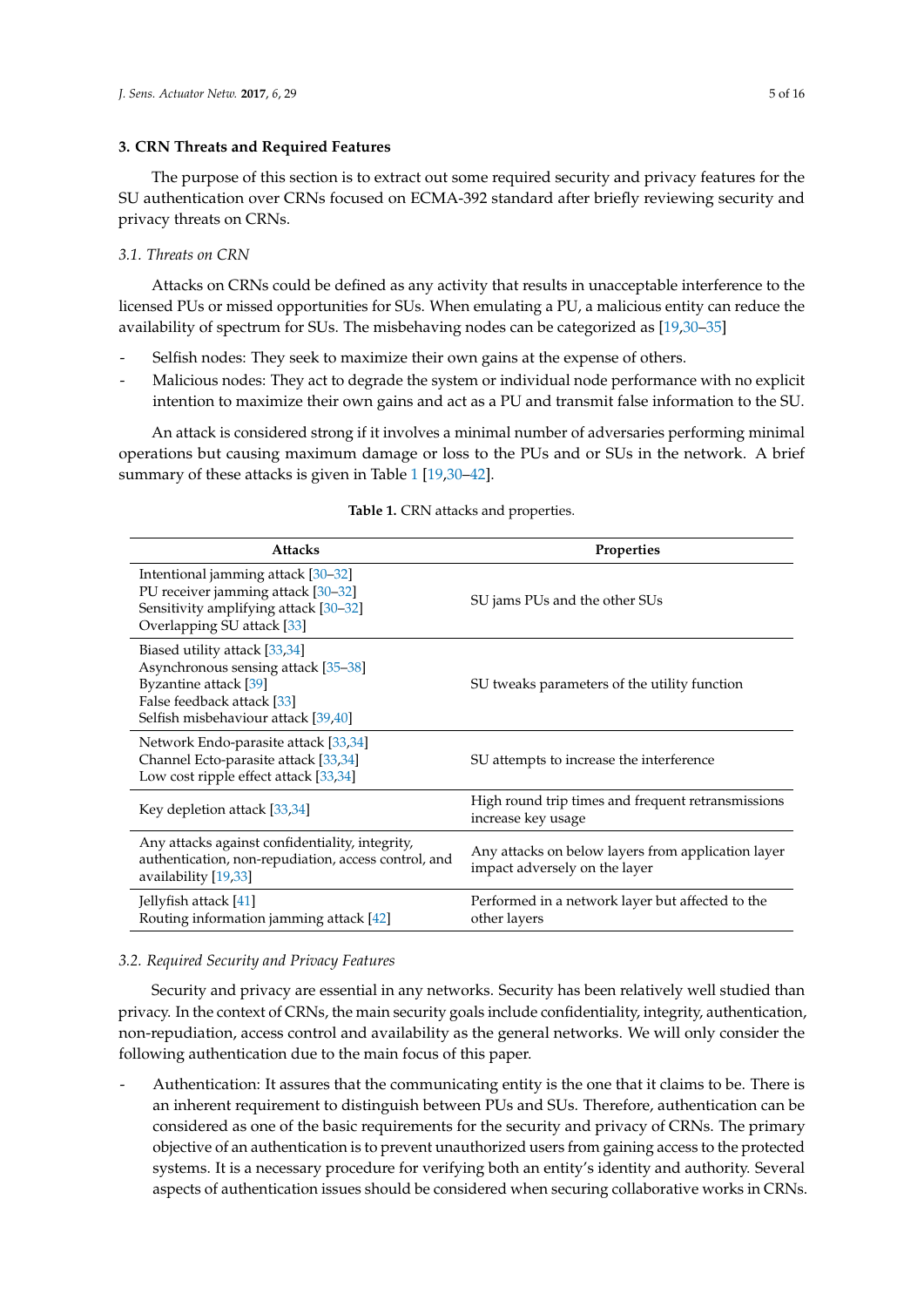## 3. CRN Threats and Required Features

The purpose of this section is to extract out some required security and privacy features for the SU authentication over CRNs focused on ECMA-392 standard after briefly reviewing security and privacy threats on CRNs.

### 3.1. Threats on CRN

Attacks on CRNs could be defined as any activity that results in unacceptable interference to the licensed PUs or missed opportunities for SUs. When emulating a PU, a malicious entity can reduce the availability of spectrum for SUs. The misbehaving nodes can be categorized as [19,30–35]

- Selfish nodes: They seek to maximize their own gains at the expense of others.
- Malicious nodes: They act to degrade the system or individual node performance with no explicit intention to maximize their own gains and act as a PU and transmit false information to the SU.

An attack is considered strong if it involves a minimal number of adversaries performing minimal operations but causing maximum damage or loss to the PUs and or SUs in the network. A brief summary of these attacks is given in Table 1 [19,30–42].

**Table 1.** CRN attacks and properties.

| Attacks | Properties |
|---|---|
| Intentional jamming attack [30–32]<br>PU receiver jamming attack [30–32]<br>Sensitivity amplifying attack [30–32]<br>Overlapping SU attack [33] | SU jams PUs and the other SUs |
| Biased utility attack [33,34]<br>Asynchronous sensing attack [35–38]<br>Byzantine attack [39]<br>False feedback attack [33]<br>Selfish misbehaviour attack [39,40] | SU tweaks parameters of the utility function |
| Network Endo-parasite attack [33,34]<br>Channel Ecto-parasite attack [33,34]<br>Low cost ripple effect attack [33,34] | SU attempts to increase the interference |
| Key depletion attack [33,34] | High round trip times and frequent retransmissions increase key usage |
| Any attacks against confidentiality, integrity, authentication, non-repudiation, access control, and availability [19,33] | Any attacks on below layers from application layer impact adversely on the layer |
| Jellyfish attack [41]<br>Routing information jamming attack [42] | Performed in a network layer but affected to the other layers |

### 3.2. Required Security and Privacy Features

Security and privacy are essential in any networks. Security has been relatively well studied than privacy. In the context of CRNs, the main security goals include confidentiality, integrity, authentication, non-repudiation, access control and availability as the general networks. We will only consider the following authentication due to the main focus of this paper.

- Authentication: It assures that the communicating entity is the one that it claims to be. There is an inherent requirement to distinguish between PUs and SUs. Therefore, authentication can be considered as one of the basic requirements for the security and privacy of CRNs. The primary objective of an authentication is to prevent unauthorized users from gaining access to the protected systems. It is a necessary procedure for verifying both an entity's identity and authority. Several aspects of authentication issues should be considered when securing collaborative works in CRNs.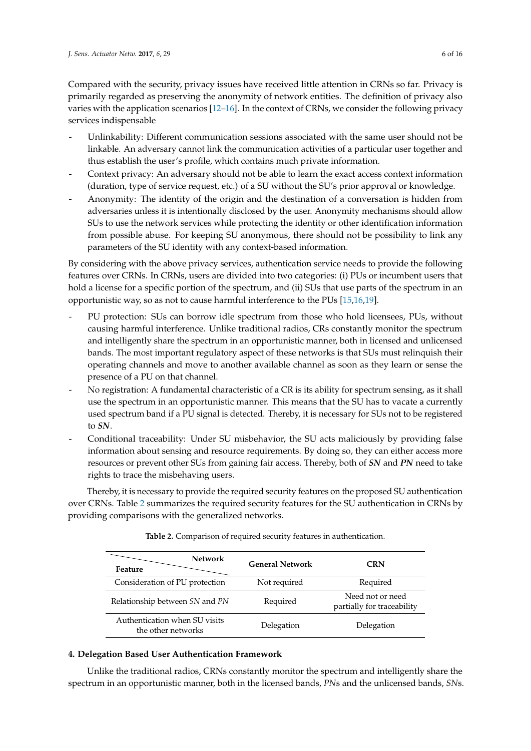Compared with the security, privacy issues have received little attention in CRNs so far. Privacy is primarily regarded as preserving the anonymity of network entities. The definition of privacy also varies with the application scenarios [12–16]. In the context of CRNs, we consider the following privacy services indispensable

- Unlinkability: Different communication sessions associated with the same user should not be linkable. An adversary cannot link the communication activities of a particular user together and thus establish the user's profile, which contains much private information.
- Context privacy: An adversary should not be able to learn the exact access context information (duration, type of service request, etc.) of a SU without the SU's prior approval or knowledge.
- Anonymity: The identity of the origin and the destination of a conversation is hidden from adversaries unless it is intentionally disclosed by the user. Anonymity mechanisms should allow SUs to use the network services while protecting the identity or other identification information from possible abuse. For keeping SU anonymous, there should not be possibility to link any parameters of the SU identity with any context-based information.

By considering with the above privacy services, authentication service needs to provide the following features over CRNs. In CRNs, users are divided into two categories: (i) PUs or incumbent users that hold a license for a specific portion of the spectrum, and (ii) SUs that use parts of the spectrum in an opportunistic way, so as not to cause harmful interference to the PUs [15,16,19].

- PU protection: SUs can borrow idle spectrum from those who hold licensees, PUs, without causing harmful interference. Unlike traditional radios, CRs constantly monitor the spectrum and intelligently share the spectrum in an opportunistic manner, both in licensed and unlicensed bands. The most important regulatory aspect of these networks is that SUs must relinquish their operating channels and move to another available channel as soon as they learn or sense the presence of a PU on that channel.
- No registration: A fundamental characteristic of a CR is its ability for spectrum sensing, as it shall use the spectrum in an opportunistic manner. This means that the SU has to vacate a currently used spectrum band if a PU signal is detected. Thereby, it is necessary for SUs not to be registered to ***SN***.
- Conditional traceability: Under SU misbehavior, the SU acts maliciously by providing false information about sensing and resource requirements. By doing so, they can either access more resources or prevent other SUs from gaining fair access. Thereby, both of ***SN*** and ***PN*** need to take rights to trace the misbehaving users.

Thereby, it is necessary to provide the required security features on the proposed SU authentication over CRNs. Table 2 summarizes the required security features for the SU authentication in CRNs by providing comparisons with the generalized networks.

**Table 2.** Comparison of required security features in authentication.

| Feature \ Network | General Network | CRN |
|---|---|---|
| Consideration of PU protection | Not required | Required |
| Relationship between *SN* and *PN* | Required | Need not or need partially for traceability |
| Authentication when SU visits the other networks | Delegation | Delegation |

## 4. Delegation Based User Authentication Framework

Unlike the traditional radios, CRNs constantly monitor the spectrum and intelligently share the spectrum in an opportunistic manner, both in the licensed bands, *PN*s and the unlicensed bands, *SN*s.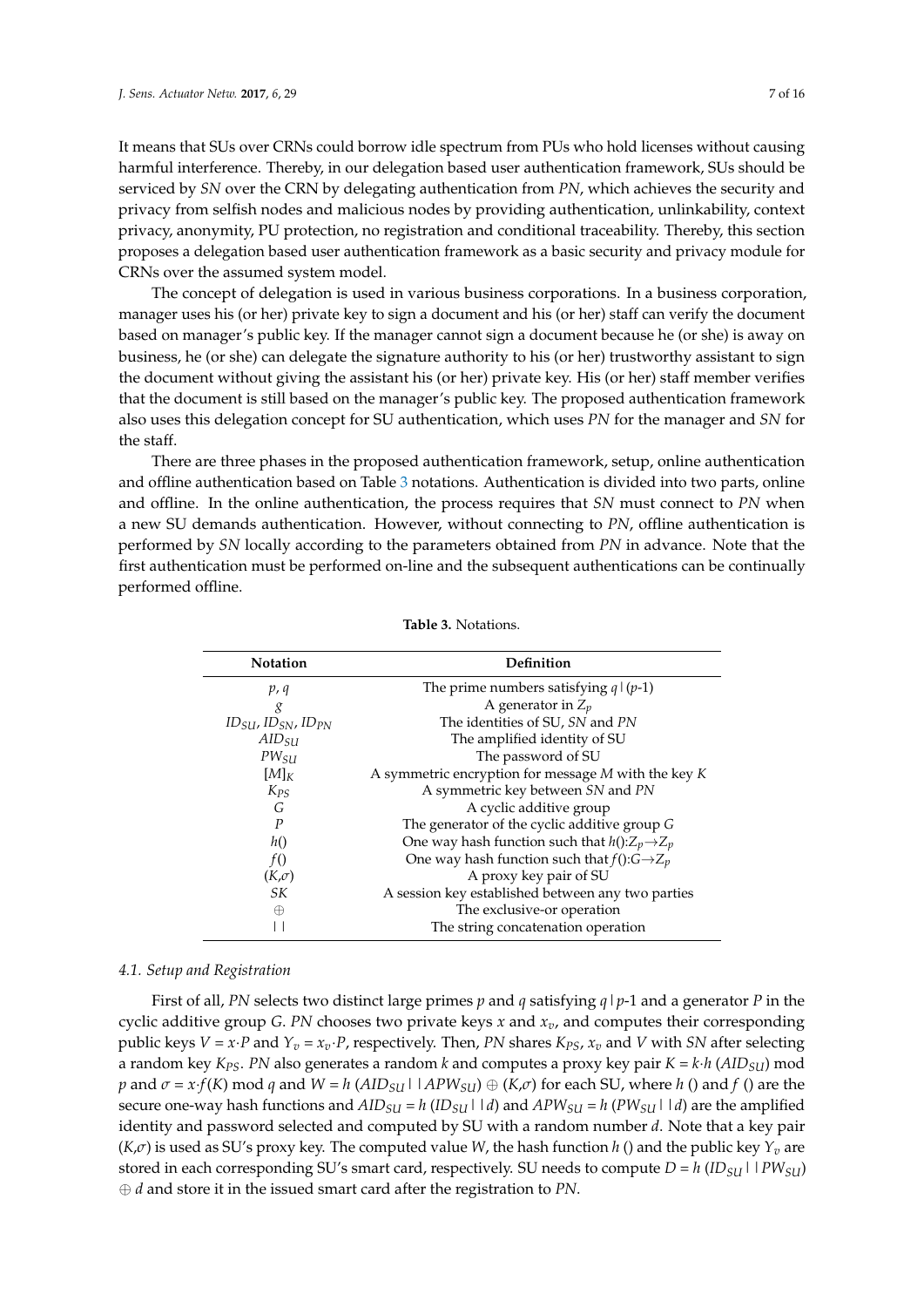It means that SUs over CRNs could borrow idle spectrum from PUs who hold licenses without causing harmful interference. Thereby, in our delegation based user authentication framework, SUs should be serviced by *SN* over the CRN by delegating authentication from *PN*, which achieves the security and privacy from selfish nodes and malicious nodes by providing authentication, unlinkability, context privacy, anonymity, PU protection, no registration and conditional traceability. Thereby, this section proposes a delegation based user authentication framework as a basic security and privacy module for CRNs over the assumed system model.

The concept of delegation is used in various business corporations. In a business corporation, manager uses his (or her) private key to sign a document and his (or her) staff can verify the document based on manager's public key. If the manager cannot sign a document because he (or she) is away on business, he (or she) can delegate the signature authority to his (or her) trustworthy assistant to sign the document without giving the assistant his (or her) private key. His (or her) staff member verifies that the document is still based on the manager's public key. The proposed authentication framework also uses this delegation concept for SU authentication, which uses *PN* for the manager and *SN* for the staff.

There are three phases in the proposed authentication framework, setup, online authentication and offline authentication based on Table 3 notations. Authentication is divided into two parts, online and offline. In the online authentication, the process requires that *SN* must connect to *PN* when a new SU demands authentication. However, without connecting to *PN*, offline authentication is performed by *SN* locally according to the parameters obtained from *PN* in advance. Note that the first authentication must be performed on-line and the subsequent authentications can be continually performed offline.

**Table 3.** Notations.

| Notation | Definition |
| --- | --- |
| $p$, $q$ | The prime numbers satisfying $q \mid (p\text{-}1)$ |
| $g$ | A generator in $Z_p$ |
| $ID_{SU}$, $ID_{SN}$, $ID_{PN}$ | The identities of SU, *SN* and *PN* |
| $AID_{SU}$ | The amplified identity of SU |
| $PW_{SU}$ | The password of SU |
| $[M]_K$ | A symmetric encryption for message $M$ with the key $K$ |
| $K_{PS}$ | A symmetric key between *SN* and *PN* |
| $G$ | A cyclic additive group |
| $P$ | The generator of the cyclic additive group $G$ |
| $h()$ | One way hash function such that $h():Z_p \rightarrow Z_p$ |
| $f()$ | One way hash function such that $f():G \rightarrow Z_p$ |
| $(K,\sigma)$ | A proxy key pair of SU |
| $SK$ | A session key established between any two parties |
| $\oplus$ | The exclusive-or operation |
| $\mid\mid$ | The string concatenation operation |

### 4.1. Setup and Registration

First of all, *PN* selects two distinct large primes $p$ and $q$ satisfying $q \mid p\text{-}1$ and a generator $P$ in the cyclic additive group $G$. *PN* chooses two private keys $x$ and $x_v$, and computes their corresponding public keys $V = x \cdot P$ and $Y_v = x_v \cdot P$, respectively. Then, *PN* shares $K_{PS}$, $x_v$ and $V$ with *SN* after selecting a random key $K_{PS}$. *PN* also generates a random $k$ and computes a proxy key pair $K = k \cdot h\,(AID_{SU})$ mod $p$ and $\sigma = x \cdot f(K)$ mod $q$ and $W = h\,(AID_{SU} \mid\mid APW_{SU}) \oplus (K,\sigma)$ for each SU, where $h$ () and $f$ () are the secure one-way hash functions and $AID_{SU} = h\,(ID_{SU} \mid\mid d)$ and $APW_{SU} = h\,(PW_{SU} \mid\mid d)$ are the amplified identity and password selected and computed by SU with a random number $d$. Note that a key pair $(K,\sigma)$ is used as SU's proxy key. The computed value $W$, the hash function $h$ () and the public key $Y_v$ are stored in each corresponding SU's smart card, respectively. SU needs to compute $D = h\,(ID_{SU} \mid\mid PW_{SU}) \oplus d$ and store it in the issued smart card after the registration to *PN*.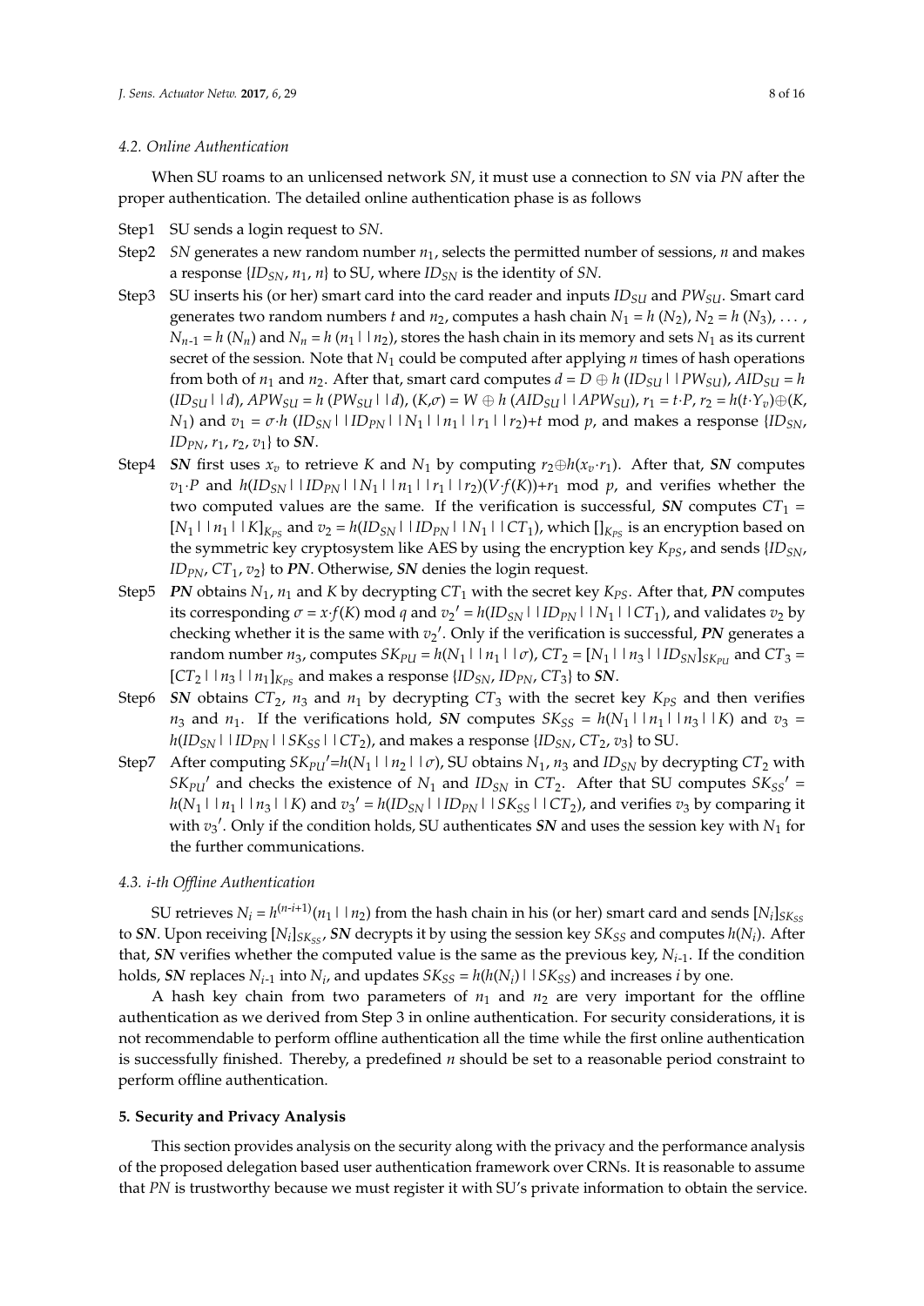### 4.2. Online Authentication

When SU roams to an unlicensed network *SN*, it must use a connection to *SN* via *PN* after the proper authentication. The detailed online authentication phase is as follows

- Step1 SU sends a login request to *SN*.
- Step2 *SN* generates a new random number $n_1$, selects the permitted number of sessions, $n$ and makes a response $\{ID_{SN}, n_1, n\}$ to SU, where $ID_{SN}$ is the identity of *SN*.
- Step3 SU inserts his (or her) smart card into the card reader and inputs $ID_{SU}$ and $PW_{SU}$. Smart card generates two random numbers $t$ and $n_2$, computes a hash chain $N_1 = h(N_2)$, $N_2 = h(N_3)$, ... , $N_{n\text{-}1} = h(N_n)$ and $N_n = h(n_1 || n_2)$, stores the hash chain in its memory and sets $N_1$ as its current secret of the session. Note that $N_1$ could be computed after applying $n$ times of hash operations from both of $n_1$ and $n_2$. After that, smart card computes $d = D \oplus h(ID_{SU} || PW_{SU})$, $AID_{SU} = h(ID_{SU} || d)$, $APW_{SU} = h(PW_{SU} || d)$, $(K, \sigma) = W \oplus h(AID_{SU} || APW_{SU})$, $r_1 = t \cdot P$, $r_2 = h(t \cdot Y_v) \oplus (K, N_1)$ and $v_1 = \sigma \cdot h(ID_{SN} || ID_{PN} || N_1 || n_1 || r_1 || r_2) + t \bmod p$, and makes a response $\{ID_{SN}, ID_{PN}, r_1, r_2, v_1\}$ to ***SN***.
- Step4 ***SN*** first uses $x_v$ to retrieve $K$ and $N_1$ by computing $r_2 \oplus h(x_v \cdot r_1)$. After that, ***SN*** computes $v_1 \cdot P$ and $h(ID_{SN} || ID_{PN} || N_1 || n_1 || r_1 || r_2)(V \cdot f(K)) + r_1 \bmod p$, and verifies whether the two computed values are the same. If the verification is successful, ***SN*** computes $CT_1 = [N_1 || n_1 || K]_{K_{PS}}$ and $v_2 = h(ID_{SN} || ID_{PN} || N_1 || CT_1)$, which $[]_{K_{PS}}$ is an encryption based on the symmetric key cryptosystem like AES by using the encryption key $K_{PS}$, and sends $\{ID_{SN}, ID_{PN}, CT_1, v_2\}$ to ***PN***. Otherwise, ***SN*** denies the login request.
- Step5 ***PN*** obtains $N_1$, $n_1$ and $K$ by decrypting $CT_1$ with the secret key $K_{PS}$. After that, ***PN*** computes its corresponding $\sigma = x \cdot f(K) \bmod q$ and $v_2{}' = h(ID_{SN} || ID_{PN} || N_1 || CT_1)$, and validates $v_2$ by checking whether it is the same with $v_2{}'$. Only if the verification is successful, ***PN*** generates a random number $n_3$, computes $SK_{PU} = h(N_1 || n_1 || \sigma)$, $CT_2 = [N_1 || n_3 || ID_{SN}]_{SK_{PU}}$ and $CT_3 = [CT_2 || n_3 || n_1]_{K_{PS}}$ and makes a response $\{ID_{SN}, ID_{PN}, CT_3\}$ to ***SN***.
- Step6 ***SN*** obtains $CT_2$, $n_3$ and $n_1$ by decrypting $CT_3$ with the secret key $K_{PS}$ and then verifies $n_3$ and $n_1$. If the verifications hold, ***SN*** computes $SK_{SS} = h(N_1 || n_1 || n_3 || K)$ and $v_3 = h(ID_{SN} || ID_{PN} || SK_{SS} || CT_2)$, and makes a response $\{ID_{SN}, CT_2, v_3\}$ to SU.
- Step7 After computing $SK_{PU}{}' = h(N_1 || n_2 || \sigma)$, SU obtains $N_1$, $n_3$ and $ID_{SN}$ by decrypting $CT_2$ with $SK_{PU}{}'$ and checks the existence of $N_1$ and $ID_{SN}$ in $CT_2$. After that SU computes $SK_{SS}{}' = h(N_1 || n_1 || n_3 || K)$ and $v_3{}' = h(ID_{SN} || ID_{PN} || SK_{SS} || CT_2)$, and verifies $v_3$ by comparing it with $v_3{}'$. Only if the condition holds, SU authenticates ***SN*** and uses the session key with $N_1$ for the further communications.

### 4.3. i-th Offline Authentication

SU retrieves $N_i = h^{(n\text{-}i+1)}(n_1 || n_2)$ from the hash chain in his (or her) smart card and sends $[N_i]_{SK_{SS}}$ to ***SN***. Upon receiving $[N_i]_{SK_{SS}}$, ***SN*** decrypts it by using the session key $SK_{SS}$ and computes $h(N_i)$. After that, ***SN*** verifies whether the computed value is the same as the previous key, $N_{i\text{-}1}$. If the condition holds, ***SN*** replaces $N_{i\text{-}1}$ into $N_i$, and updates $SK_{SS} = h(h(N_i) || SK_{SS})$ and increases $i$ by one.

A hash key chain from two parameters of $n_1$ and $n_2$ are very important for the offline authentication as we derived from Step 3 in online authentication. For security considerations, it is not recommendable to perform offline authentication all the time while the first online authentication is successfully finished. Thereby, a predefined $n$ should be set to a reasonable period constraint to perform offline authentication.

## 5. Security and Privacy Analysis

This section provides analysis on the security along with the privacy and the performance analysis of the proposed delegation based user authentication framework over CRNs. It is reasonable to assume that *PN* is trustworthy because we must register it with SU's private information to obtain the service.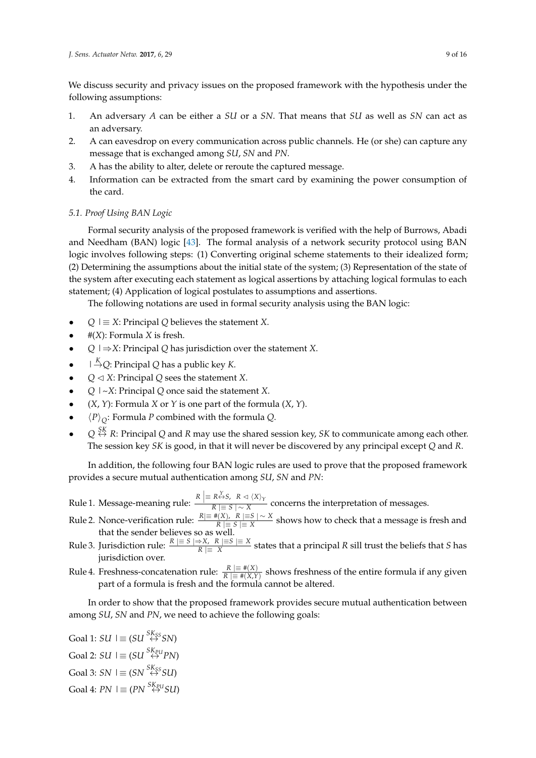We discuss security and privacy issues on the proposed framework with the hypothesis under the following assumptions:

1. An adversary $A$ can be either a $SU$ or a $SN$. That means that $SU$ as well as $SN$ can act as an adversary.
2. A can eavesdrop on every communication across public channels. He (or she) can capture any message that is exchanged among $SU$, $SN$ and $PN$.
3. A has the ability to alter, delete or reroute the captured message.
4. Information can be extracted from the smart card by examining the power consumption of the card.

### 5.1. Proof Using BAN Logic

Formal security analysis of the proposed framework is verified with the help of Burrows, Abadi and Needham (BAN) logic [43]. The formal analysis of a network security protocol using BAN logic involves following steps: (1) Converting original scheme statements to their idealized form; (2) Determining the assumptions about the initial state of the system; (3) Representation of the state of the system after executing each statement as logical assertions by attaching logical formulas to each statement; (4) Application of logical postulates to assumptions and assertions.

The following notations are used in formal security analysis using the BAN logic:

- $Q \mid\equiv X$: Principal $Q$ believes the statement $X$.
- $\#(X)$: Formula $X$ is fresh.
- $Q \mid\Rightarrow X$: Principal $Q$ has jurisdiction over the statement $X$.
- $\mid\xrightarrow{K} Q$: Principal $Q$ has a public key $K$.
- $Q \lhd X$: Principal $Q$ sees the statement $X$.
- $Q \mid\sim X$: Principal $Q$ once said the statement $X$.
- $(X, Y)$: Formula $X$ or $Y$ is one part of the formula $(X, Y)$.
- $\langle P \rangle_Q$: Formula $P$ combined with the formula $Q$.
- $Q \overset{SK}{\leftrightarrow} R$: Principal $Q$ and $R$ may use the shared session key, $SK$ to communicate among each other. The session key $SK$ is good, in that it will never be discovered by any principal except $Q$ and $R$.

In addition, the following four BAN logic rules are used to prove that the proposed framework provides a secure mutual authentication among $SU$, $SN$ and $PN$:

Rule 1. Message-meaning rule: $\frac{R \mid\equiv R \overset{Y}{\leftrightarrow} S, \;\; R \lhd \langle X \rangle_Y}{R \mid\equiv S \mid\sim X}$ concerns the interpretation of messages.

Rule 2. Nonce-verification rule: $\frac{R \mid\equiv \#(X), \;\; R \mid\equiv S \mid\sim X}{R \mid\equiv S \mid\equiv X}$ shows how to check that a message is fresh and that the sender believes so as well.

Rule 3. Jurisdiction rule: $\frac{R \mid\equiv S \mid\Rightarrow X, \;\; R \mid\equiv S \mid\equiv X}{R \mid\equiv X}$ states that a principal $R$ sill trust the beliefs that $S$ has jurisdiction over.

Rule 4. Freshness-concatenation rule: $\frac{R \mid\equiv \#(X)}{R \mid\equiv \#(X,Y)}$ shows freshness of the entire formula if any given part of a formula is fresh and the formula cannot be altered.

In order to show that the proposed framework provides secure mutual authentication between among $SU$, $SN$ and $PN$, we need to achieve the following goals:

Goal 1: $SU \mid\equiv (SU \overset{SK_{SS}}{\leftrightarrow} SN)$

Goal 2: $SU \mid\equiv (SU \overset{SK_{PU}}{\leftrightarrow} PN)$

Goal 3: $SN \mid\equiv (SN \overset{SK_{SS}}{\leftrightarrow} SU)$

Goal 4: $PN \mid\equiv (PN \overset{SK_{PU}}{\leftrightarrow} SU)$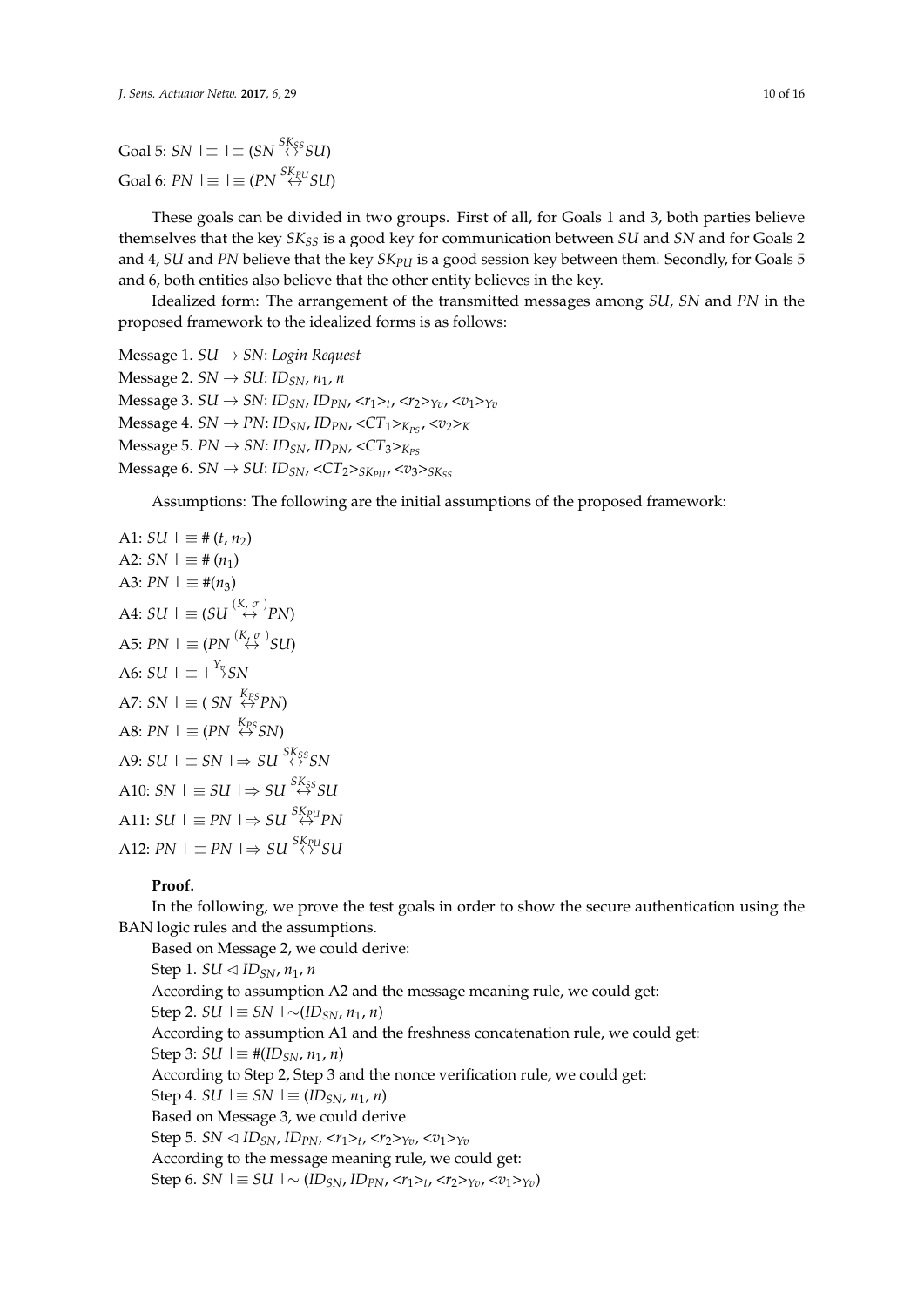Goal 5: $SN \mid\equiv \mid\equiv (SN \overset{SK_{SS}}{\leftrightarrow} SU)$

Goal 6: $PN \mid\equiv \mid\equiv (PN \overset{SK_{PU}}{\leftrightarrow} SU)$

These goals can be divided in two groups. First of all, for Goals 1 and 3, both parties believe themselves that the key $SK_{SS}$ is a good key for communication between $SU$ and $SN$ and for Goals 2 and 4, $SU$ and $PN$ believe that the key $SK_{PU}$ is a good session key between them. Secondly, for Goals 5 and 6, both entities also believe that the other entity believes in the key.

Idealized form: The arrangement of the transmitted messages among $SU$, $SN$ and $PN$ in the proposed framework to the idealized forms is as follows:

Message 1. $SU \rightarrow SN$: *Login Request*

Message 2. $SN \rightarrow SU$: $ID_{SN}$, $n_1$, $n$

Message 3. $SU \rightarrow SN$: $ID_{SN}$, $ID_{PN}$, $<r_1>_t$, $<r_2>_{Y_v}$, $<v_1>_{Y_v}$

Message 4. $SN \rightarrow PN$: $ID_{SN}$, $ID_{PN}$, $<CT_1>_{K_{PS}}$, $<v_2>_K$

Message 5. $PN \rightarrow SN$: $ID_{SN}$, $ID_{PN}$, $<CT_3>_{K_{PS}}$

Message 6. $SN \rightarrow SU$: $ID_{SN}$, $<CT_2>_{SK_{PU}}$, $<v_3>_{SK_{SS}}$

Assumptions: The following are the initial assumptions of the proposed framework:

A1: $SU \mid\equiv \#(t, n_2)$

A2: $SN \mid\equiv \#(n_1)$

A3: $PN \mid\equiv \#(n_3)$

A4: $SU \mid\equiv (SU \overset{(K,\sigma)}{\leftrightarrow} PN)$

A5: $PN \mid\equiv (PN \overset{(K,\sigma)}{\leftrightarrow} SU)$

A6: $SU \mid\equiv \mid \overset{Y_v}{\rightarrow} SN$

A7: $SN \mid\equiv (SN \overset{K_{PS}}{\leftrightarrow} PN)$

A8: $PN \mid\equiv (PN \overset{K_{PS}}{\leftrightarrow} SN)$

A9: $SU \mid\equiv SN \mid\Rightarrow SU \overset{SK_{SS}}{\leftrightarrow} SN$

A10: $SN \mid\equiv SU \mid\Rightarrow SU \overset{SK_{SS}}{\leftrightarrow} SU$

A11: $SU \mid\equiv PN \mid\Rightarrow SU \overset{SK_{PU}}{\leftrightarrow} PN$

A12: $PN \mid\equiv PN \mid\Rightarrow SU \overset{SK_{PU}}{\leftrightarrow} SU$

**Proof.**

In the following, we prove the test goals in order to show the secure authentication using the BAN logic rules and the assumptions.

Based on Message 2, we could derive:

Step 1. $SU \triangleleft ID_{SN}, n_1, n$

According to assumption A2 and the message meaning rule, we could get:

Step 2. $SU \mid\equiv SN \mid\sim (ID_{SN}, n_1, n)$

According to assumption A1 and the freshness concatenation rule, we could get:

Step 3: $SU \mid\equiv \#(ID_{SN}, n_1, n)$

According to Step 2, Step 3 and the nonce verification rule, we could get:

Step 4. $SU \mid\equiv SN \mid\equiv (ID_{SN}, n_1, n)$

Based on Message 3, we could derive

Step 5. $SN \triangleleft ID_{SN}, ID_{PN}, <r_1>_t, <r_2>_{Y_v}, <v_1>_{Y_v}$

According to the message meaning rule, we could get:

Step 6. $SN \mid\equiv SU \mid\sim (ID_{SN}, ID_{PN}, <r_1>_t, <r_2>_{Y_v}, <v_1>_{Y_v})$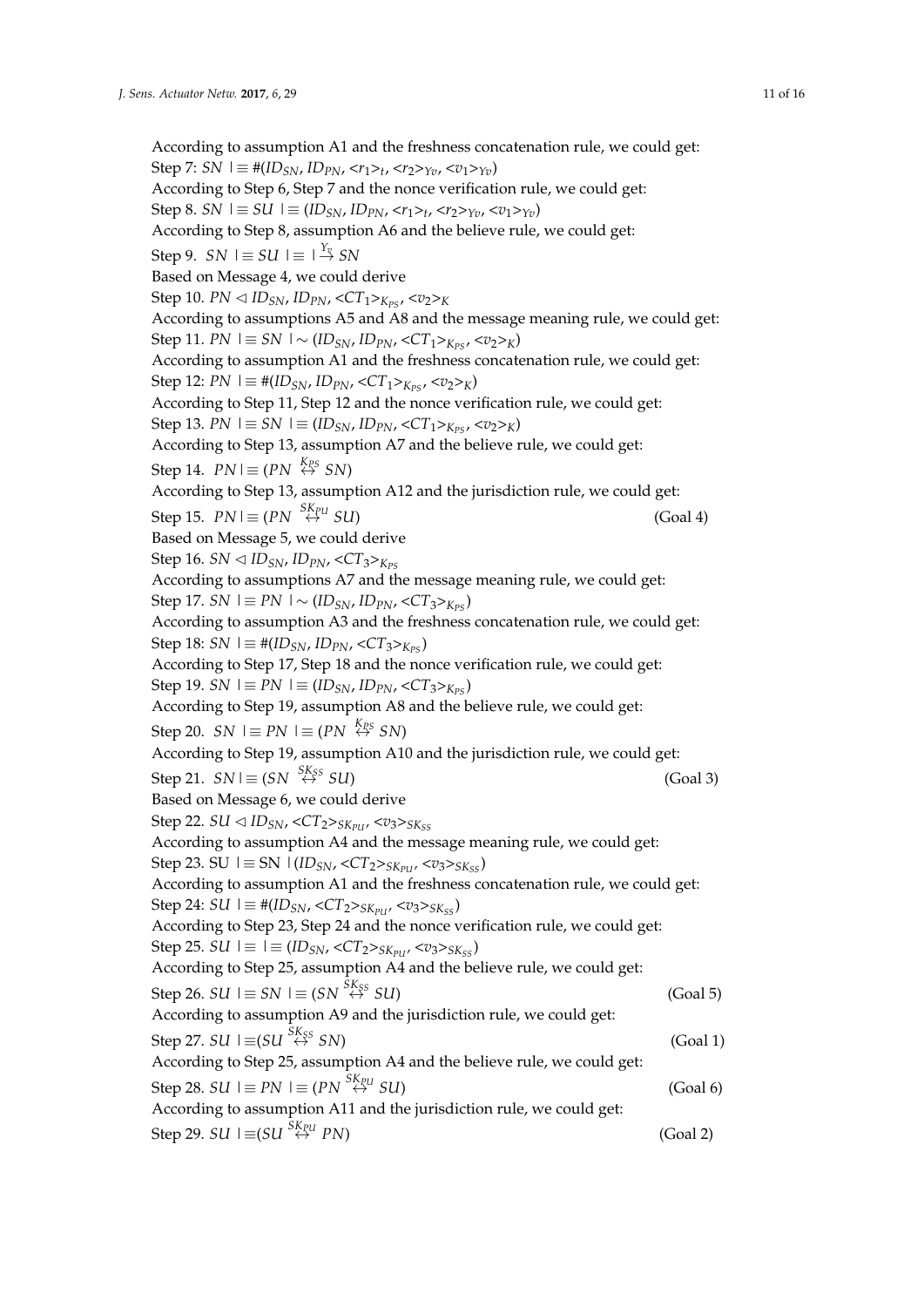According to assumption A1 and the freshness concatenation rule, we could get:

Step 7: $SN \mid\equiv \#(ID_{SN}, ID_{PN}, <r_1>_t, <r_2>_{Y_v}, <v_1>_{Y_v})$

According to Step 6, Step 7 and the nonce verification rule, we could get:

Step 8. $SN \mid\equiv SU \mid\equiv (ID_{SN}, ID_{PN}, <r_1>_t, <r_2>_{Y_v}, <v_1>_{Y_v})$

According to Step 8, assumption A6 and the believe rule, we could get:

Step 9. $SN \mid\equiv SU \mid\equiv \mid \overset{Y_v}{\rightarrow} SN$

Based on Message 4, we could derive

Step 10. $PN \lhd ID_{SN}, ID_{PN}, <CT_1>_{K_{PS}}, <v_2>_K$

According to assumptions A5 and A8 and the message meaning rule, we could get:

Step 11. $PN \mid\equiv SN \mid\sim (ID_{SN}, ID_{PN}, <CT_1>_{K_{PS}}, <v_2>_K)$

According to assumption A1 and the freshness concatenation rule, we could get:

Step 12: $PN \mid\equiv \#(ID_{SN}, ID_{PN}, <CT_1>_{K_{PS}}, <v_2>_K)$

According to Step 11, Step 12 and the nonce verification rule, we could get:

Step 13. $PN \mid\equiv SN \mid\equiv (ID_{SN}, ID_{PN}, <CT_1>_{K_{PS}}, <v_2>_K)$

According to Step 13, assumption A7 and the believe rule, we could get:

Step 14. $PN \mid\equiv (PN \overset{K_{PS}}{\leftrightarrow} SN)$

According to Step 13, assumption A12 and the jurisdiction rule, we could get:

Step 15. $PN \mid\equiv (PN \overset{SK_{PU}}{\leftrightarrow} SU)$ (Goal 4)

Based on Message 5, we could derive

Step 16. $SN \lhd ID_{SN}, ID_{PN}, <CT_3>_{K_{PS}}$

According to assumptions A7 and the message meaning rule, we could get:

Step 17. $SN \mid\equiv PN \mid\sim (ID_{SN}, ID_{PN}, <CT_3>_{K_{PS}})$

According to assumption A3 and the freshness concatenation rule, we could get:

Step 18: $SN \mid\equiv \#(ID_{SN}, ID_{PN}, <CT_3>_{K_{PS}})$

According to Step 17, Step 18 and the nonce verification rule, we could get:

Step 19. $SN \mid\equiv PN \mid\equiv (ID_{SN}, ID_{PN}, <CT_3>_{K_{PS}})$

According to Step 19, assumption A8 and the believe rule, we could get:

Step 20. $SN \mid\equiv PN \mid\equiv (PN \overset{K_{PS}}{\leftrightarrow} SN)$

According to Step 19, assumption A10 and the jurisdiction rule, we could get:

Step 21. $SN \mid\equiv (SN \overset{SK_{SS}}{\leftrightarrow} SU)$ (Goal 3)

Based on Message 6, we could derive

Step 22. $SU \lhd ID_{SN}, <CT_2>_{SK_{PU}}, <v_3>_{SK_{SS}}$

According to assumption A4 and the message meaning rule, we could get:

Step 23. $SU \mid\equiv SN \mid (ID_{SN}, <CT_2>_{SK_{PU}}, <v_3>_{SK_{SS}})$

According to assumption A1 and the freshness concatenation rule, we could get:

Step 24: $SU \mid\equiv \#(ID_{SN}, <CT_2>_{SK_{PU}}, <v_3>_{SK_{SS}})$

According to Step 23, Step 24 and the nonce verification rule, we could get:

Step 25. $SU \mid\equiv \mid\equiv (ID_{SN}, <CT_2>_{SK_{PU}}, <v_3>_{SK_{SS}})$

According to Step 25, assumption A4 and the believe rule, we could get:

Step 26. $SU \mid\equiv SN \mid\equiv (SN \overset{SK_{SS}}{\leftrightarrow} SU)$ (Goal 5)

According to assumption A9 and the jurisdiction rule, we could get:

Step 27. $SU \mid\equiv (SU \overset{SK_{SS}}{\leftrightarrow} SN)$ (Goal 1)

According to Step 25, assumption A4 and the believe rule, we could get:

Step 28. $SU \mid\equiv PN \mid\equiv (PN \overset{SK_{PU}}{\leftrightarrow} SU)$ (Goal 6)

According to assumption A11 and the jurisdiction rule, we could get:

Step 29. $SU \mid\equiv (SU \overset{SK_{PU}}{\leftrightarrow} PN)$ (Goal 2)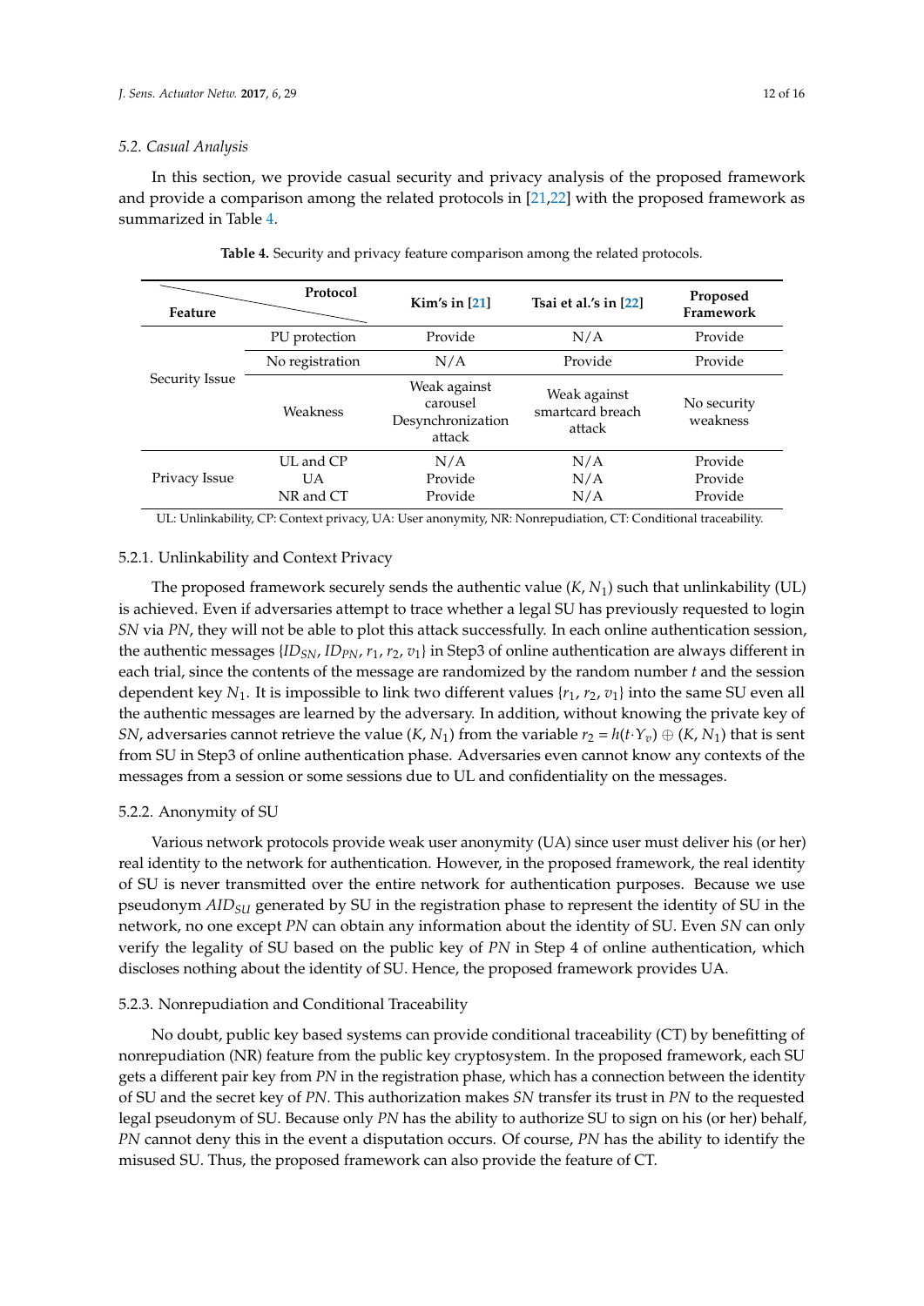### 5.2. Casual Analysis

In this section, we provide casual security and privacy analysis of the proposed framework and provide a comparison among the related protocols in [21,22] with the proposed framework as summarized in Table 4.

**Table 4.** Security and privacy feature comparison among the related protocols.

| Feature | Protocol | Kim's in [21] | Tsai et al.'s in [22] | Proposed Framework |
|---|---|---|---|---|
| Security Issue | PU protection | Provide | N/A | Provide |
| | No registration | N/A | Provide | Provide |
| | Weakness | Weak against carousel Desynchronization attack | Weak against smartcard breach attack | No security weakness |
| Privacy Issue | UL and CP | N/A | N/A | Provide |
| | UA | Provide | N/A | Provide |
| | NR and CT | Provide | N/A | Provide |

UL: Unlinkability, CP: Context privacy, UA: User anonymity, NR: Nonrepudiation, CT: Conditional traceability.

#### 5.2.1. Unlinkability and Context Privacy

The proposed framework securely sends the authentic value $(K, N_1)$ such that unlinkability (UL) is achieved. Even if adversaries attempt to trace whether a legal SU has previously requested to login *SN* via *PN*, they will not be able to plot this attack successfully. In each online authentication session, the authentic messages $\{ID_{SN}, ID_{PN}, r_1, r_2, v_1\}$ in Step3 of online authentication are always different in each trial, since the contents of the message are randomized by the random number $t$ and the session dependent key $N_1$. It is impossible to link two different values $\{r_1, r_2, v_1\}$ into the same SU even all the authentic messages are learned by the adversary. In addition, without knowing the private key of *SN*, adversaries cannot retrieve the value $(K, N_1)$ from the variable $r_2 = h(t \cdot Y_v) \oplus (K, N_1)$ that is sent from SU in Step3 of online authentication phase. Adversaries even cannot know any contexts of the messages from a session or some sessions due to UL and confidentiality on the messages.

#### 5.2.2. Anonymity of SU

Various network protocols provide weak user anonymity (UA) since user must deliver his (or her) real identity to the network for authentication. However, in the proposed framework, the real identity of SU is never transmitted over the entire network for authentication purposes. Because we use pseudonym $AID_{SU}$ generated by SU in the registration phase to represent the identity of SU in the network, no one except *PN* can obtain any information about the identity of SU. Even *SN* can only verify the legality of SU based on the public key of *PN* in Step 4 of online authentication, which discloses nothing about the identity of SU. Hence, the proposed framework provides UA.

#### 5.2.3. Nonrepudiation and Conditional Traceability

No doubt, public key based systems can provide conditional traceability (CT) by benefitting of nonrepudiation (NR) feature from the public key cryptosystem. In the proposed framework, each SU gets a different pair key from *PN* in the registration phase, which has a connection between the identity of SU and the secret key of *PN*. This authorization makes *SN* transfer its trust in *PN* to the requested legal pseudonym of SU. Because only *PN* has the ability to authorize SU to sign on his (or her) behalf, *PN* cannot deny this in the event a disputation occurs. Of course, *PN* has the ability to identify the misused SU. Thus, the proposed framework can also provide the feature of CT.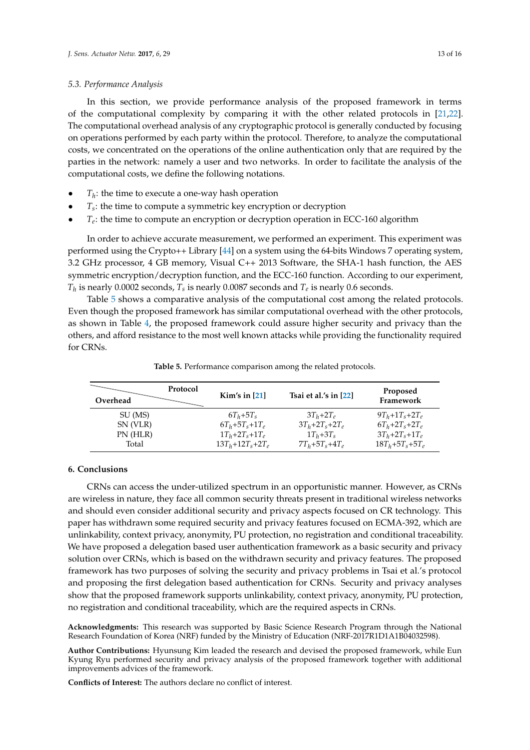### 5.3. Performance Analysis

In this section, we provide performance analysis of the proposed framework in terms of the computational complexity by comparing it with the other related protocols in [21,22]. The computational overhead analysis of any cryptographic protocol is generally conducted by focusing on operations performed by each party within the protocol. Therefore, to analyze the computational costs, we concentrated on the operations of the online authentication only that are required by the parties in the network: namely a user and two networks. In order to facilitate the analysis of the computational costs, we define the following notations.

- $T_h$: the time to execute a one-way hash operation
- $T_s$: the time to compute a symmetric key encryption or decryption
- $T_e$: the time to compute an encryption or decryption operation in ECC-160 algorithm

In order to achieve accurate measurement, we performed an experiment. This experiment was performed using the Crypto++ Library [44] on a system using the 64-bits Windows 7 operating system, 3.2 GHz processor, 4 GB memory, Visual C++ 2013 Software, the SHA-1 hash function, the AES symmetric encryption/decryption function, and the ECC-160 function. According to our experiment, $T_h$ is nearly 0.0002 seconds, $T_s$ is nearly 0.0087 seconds and $T_e$ is nearly 0.6 seconds.

Table 5 shows a comparative analysis of the computational cost among the related protocols. Even though the proposed framework has similar computational overhead with the other protocols, as shown in Table 4, the proposed framework could assure higher security and privacy than the others, and afford resistance to the most well known attacks while providing the functionality required for CRNs.

**Table 5.** Performance comparison among the related protocols.

| Overhead \ Protocol | Kim's in [21] | Tsai et al.'s in [22] | Proposed Framework |
|---|---|---|---|
| SU (MS) | $6T_h$+$5T_s$ | $3T_h$+$2T_e$ | $9T_h$+$1T_s$+$2T_e$ |
| SN (VLR) | $6T_h$+$5T_s$+$1T_e$ | $3T_h$+$2T_s$+$2T_e$ | $6T_h$+$2T_s$+$2T_e$ |
| PN (HLR) | $1T_h$+$2T_s$+$1T_e$ | $1T_h$+$3T_s$ | $3T_h$+$2T_s$+$1T_e$ |
| Total | $13T_h$+$12T_s$+$2T_e$ | $7T_h$+$5T_s$+$4T_e$ | $18T_h$+$5T_s$+$5T_e$ |

## 6. Conclusions

CRNs can access the under-utilized spectrum in an opportunistic manner. However, as CRNs are wireless in nature, they face all common security threats present in traditional wireless networks and should even consider additional security and privacy aspects focused on CR technology. This paper has withdrawn some required security and privacy features focused on ECMA-392, which are unlinkability, context privacy, anonymity, PU protection, no registration and conditional traceability. We have proposed a delegation based user authentication framework as a basic security and privacy solution over CRNs, which is based on the withdrawn security and privacy features. The proposed framework has two purposes of solving the security and privacy problems in Tsai et al.'s protocol and proposing the first delegation based authentication for CRNs. Security and privacy analyses show that the proposed framework supports unlinkability, context privacy, anonymity, PU protection, no registration and conditional traceability, which are the required aspects in CRNs.

**Acknowledgments:** This research was supported by Basic Science Research Program through the National Research Foundation of Korea (NRF) funded by the Ministry of Education (NRF-2017R1D1A1B04032598).

**Author Contributions:** Hyunsung Kim leaded the research and devised the proposed framework, while Eun Kyung Ryu performed security and privacy analysis of the proposed framework together with additional improvements advices of the framework.

**Conflicts of Interest:** The authors declare no conflict of interest.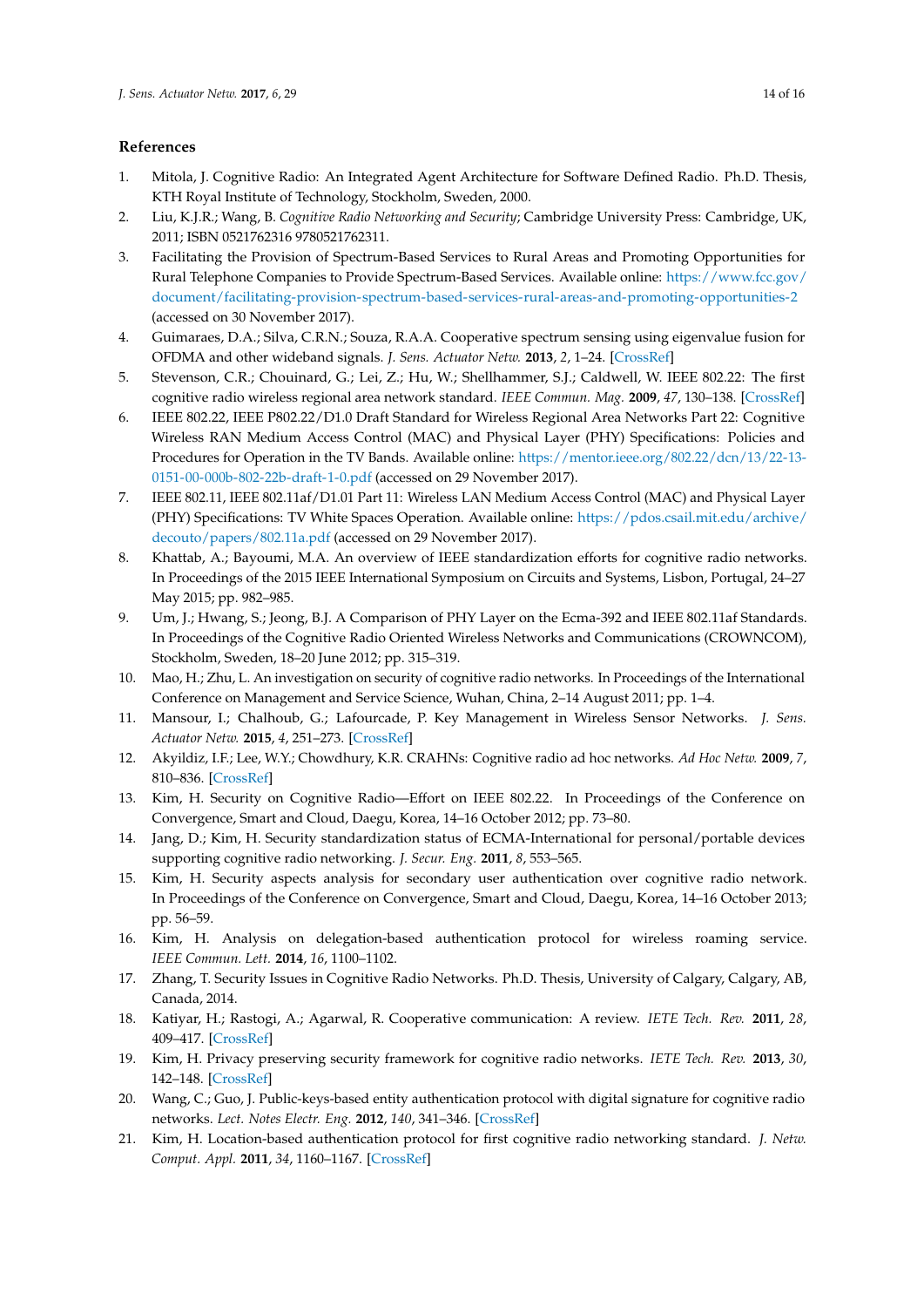## References

1. Mitola, J. Cognitive Radio: An Integrated Agent Architecture for Software Defined Radio. Ph.D. Thesis, KTH Royal Institute of Technology, Stockholm, Sweden, 2000.
2. Liu, K.J.R.; Wang, B. *Cognitive Radio Networking and Security*; Cambridge University Press: Cambridge, UK, 2011; ISBN 0521762316 9780521762311.
3. Facilitating the Provision of Spectrum-Based Services to Rural Areas and Promoting Opportunities for Rural Telephone Companies to Provide Spectrum-Based Services. Available online: https://www.fcc.gov/document/facilitating-provision-spectrum-based-services-rural-areas-and-promoting-opportunities-2 (accessed on 30 November 2017).
4. Guimaraes, D.A.; Silva, C.R.N.; Souza, R.A.A. Cooperative spectrum sensing using eigenvalue fusion for OFDMA and other wideband signals. *J. Sens. Actuator Netw.* **2013**, *2*, 1–24. [CrossRef]
5. Stevenson, C.R.; Chouinard, G.; Lei, Z.; Hu, W.; Shellhammer, S.J.; Caldwell, W. IEEE 802.22: The first cognitive radio wireless regional area network standard. *IEEE Commun. Mag.* **2009**, *47*, 130–138. [CrossRef]
6. IEEE 802.22, IEEE P802.22/D1.0 Draft Standard for Wireless Regional Area Networks Part 22: Cognitive Wireless RAN Medium Access Control (MAC) and Physical Layer (PHY) Specifications: Policies and Procedures for Operation in the TV Bands. Available online: https://mentor.ieee.org/802.22/dcn/13/22-13-0151-00-000b-802-22b-draft-1-0.pdf (accessed on 29 November 2017).
7. IEEE 802.11, IEEE 802.11af/D1.01 Part 11: Wireless LAN Medium Access Control (MAC) and Physical Layer (PHY) Specifications: TV White Spaces Operation. Available online: https://pdos.csail.mit.edu/archive/decouto/papers/802.11a.pdf (accessed on 29 November 2017).
8. Khattab, A.; Bayoumi, M.A. An overview of IEEE standardization efforts for cognitive radio networks. In Proceedings of the 2015 IEEE International Symposium on Circuits and Systems, Lisbon, Portugal, 24–27 May 2015; pp. 982–985.
9. Um, J.; Hwang, S.; Jeong, B.J. A Comparison of PHY Layer on the Ecma-392 and IEEE 802.11af Standards. In Proceedings of the Cognitive Radio Oriented Wireless Networks and Communications (CROWNCOM), Stockholm, Sweden, 18–20 June 2012; pp. 315–319.
10. Mao, H.; Zhu, L. An investigation on security of cognitive radio networks. In Proceedings of the International Conference on Management and Service Science, Wuhan, China, 2–14 August 2011; pp. 1–4.
11. Mansour, I.; Chalhoub, G.; Lafourcade, P. Key Management in Wireless Sensor Networks. *J. Sens. Actuator Netw.* **2015**, *4*, 251–273. [CrossRef]
12. Akyildiz, I.F.; Lee, W.Y.; Chowdhury, K.R. CRAHNs: Cognitive radio ad hoc networks. *Ad Hoc Netw.* **2009**, *7*, 810–836. [CrossRef]
13. Kim, H. Security on Cognitive Radio—Effort on IEEE 802.22. In Proceedings of the Conference on Convergence, Smart and Cloud, Daegu, Korea, 14–16 October 2012; pp. 73–80.
14. Jang, D.; Kim, H. Security standardization status of ECMA-International for personal/portable devices supporting cognitive radio networking. *J. Secur. Eng.* **2011**, *8*, 553–565.
15. Kim, H. Security aspects analysis for secondary user authentication over cognitive radio network. In Proceedings of the Conference on Convergence, Smart and Cloud, Daegu, Korea, 14–16 October 2013; pp. 56–59.
16. Kim, H. Analysis on delegation-based authentication protocol for wireless roaming service. *IEEE Commun. Lett.* **2014**, *16*, 1100–1102.
17. Zhang, T. Security Issues in Cognitive Radio Networks. Ph.D. Thesis, University of Calgary, Calgary, AB, Canada, 2014.
18. Katiyar, H.; Rastogi, A.; Agarwal, R. Cooperative communication: A review. *IETE Tech. Rev.* **2011**, *28*, 409–417. [CrossRef]
19. Kim, H. Privacy preserving security framework for cognitive radio networks. *IETE Tech. Rev.* **2013**, *30*, 142–148. [CrossRef]
20. Wang, C.; Guo, J. Public-keys-based entity authentication protocol with digital signature for cognitive radio networks. *Lect. Notes Electr. Eng.* **2012**, *140*, 341–346. [CrossRef]
21. Kim, H. Location-based authentication protocol for first cognitive radio networking standard. *J. Netw. Comput. Appl.* **2011**, *34*, 1160–1167. [CrossRef]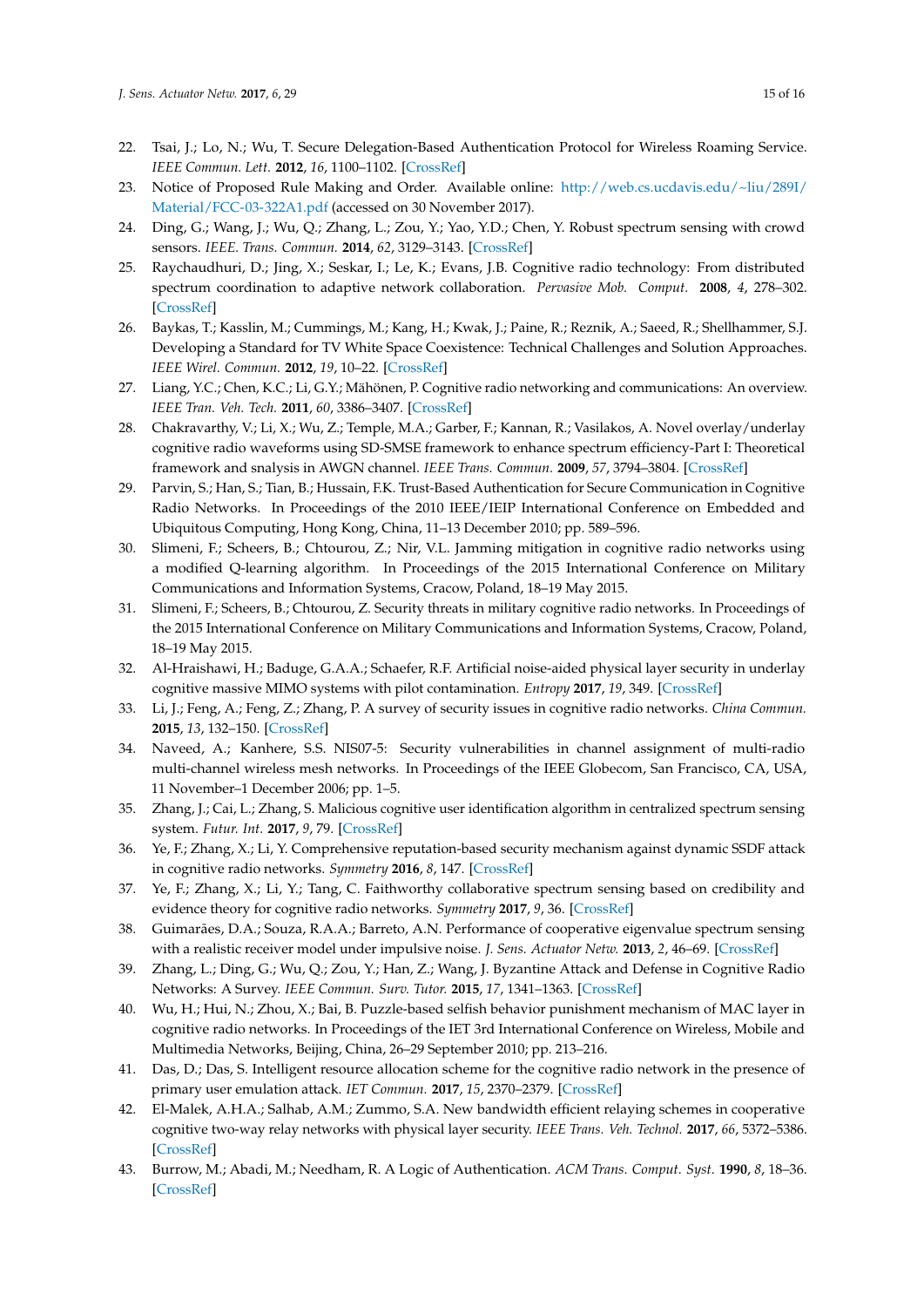22. Tsai, J.; Lo, N.; Wu, T. Secure Delegation-Based Authentication Protocol for Wireless Roaming Service. *IEEE Commun. Lett.* **2012**, *16*, 1100–1102. [CrossRef]
23. Notice of Proposed Rule Making and Order. Available online: http://web.cs.ucdavis.edu/~liu/289I/Material/FCC-03-322A1.pdf (accessed on 30 November 2017).
24. Ding, G.; Wang, J.; Wu, Q.; Zhang, L.; Zou, Y.; Yao, Y.D.; Chen, Y. Robust spectrum sensing with crowd sensors. *IEEE. Trans. Commun.* **2014**, *62*, 3129–3143. [CrossRef]
25. Raychaudhuri, D.; Jing, X.; Seskar, I.; Le, K.; Evans, J.B. Cognitive radio technology: From distributed spectrum coordination to adaptive network collaboration. *Pervasive Mob. Comput.* **2008**, *4*, 278–302. [CrossRef]
26. Baykas, T.; Kasslin, M.; Cummings, M.; Kang, H.; Kwak, J.; Paine, R.; Reznik, A.; Saeed, R.; Shellhammer, S.J. Developing a Standard for TV White Space Coexistence: Technical Challenges and Solution Approaches. *IEEE Wirel. Commun.* **2012**, *19*, 10–22. [CrossRef]
27. Liang, Y.C.; Chen, K.C.; Li, G.Y.; Mähönen, P. Cognitive radio networking and communications: An overview. *IEEE Tran. Veh. Tech.* **2011**, *60*, 3386–3407. [CrossRef]
28. Chakravarthy, V.; Li, X.; Wu, Z.; Temple, M.A.; Garber, F.; Kannan, R.; Vasilakos, A. Novel overlay/underlay cognitive radio waveforms using SD-SMSE framework to enhance spectrum efficiency-Part I: Theoretical framework and analysis in AWGN channel. *IEEE Trans. Commun.* **2009**, *57*, 3794–3804. [CrossRef]
29. Parvin, S.; Han, S.; Tian, B.; Hussain, F.K. Trust-Based Authentication for Secure Communication in Cognitive Radio Networks. In Proceedings of the 2010 IEEE/IEIP International Conference on Embedded and Ubiquitous Computing, Hong Kong, China, 11–13 December 2010; pp. 589–596.
30. Slimeni, F.; Scheers, B.; Chtourou, Z.; Nir, V.L. Jamming mitigation in cognitive radio networks using a modified Q-learning algorithm. In Proceedings of the 2015 International Conference on Military Communications and Information Systems, Cracow, Poland, 18–19 May 2015.
31. Slimeni, F.; Scheers, B.; Chtourou, Z. Security threats in military cognitive radio networks. In Proceedings of the 2015 International Conference on Military Communications and Information Systems, Cracow, Poland, 18–19 May 2015.
32. Al-Hraishawi, H.; Baduge, G.A.A.; Schaefer, R.F. Artificial noise-aided physical layer security in underlay cognitive massive MIMO systems with pilot contamination. *Entropy* **2017**, *19*, 349. [CrossRef]
33. Li, J.; Feng, A.; Feng, Z.; Zhang, P. A survey of security issues in cognitive radio networks. *China Commun.* **2015**, *13*, 132–150. [CrossRef]
34. Naveed, A.; Kanhere, S.S. NIS07-5: Security vulnerabilities in channel assignment of multi-radio multi-channel wireless mesh networks. In Proceedings of the IEEE Globecom, San Francisco, CA, USA, 11 November–1 December 2006; pp. 1–5.
35. Zhang, J.; Cai, L.; Zhang, S. Malicious cognitive user identification algorithm in centralized spectrum sensing system. *Futur. Int.* **2017**, *9*, 79. [CrossRef]
36. Ye, F.; Zhang, X.; Li, Y. Comprehensive reputation-based security mechanism against dynamic SSDF attack in cognitive radio networks. *Symmetry* **2016**, *8*, 147. [CrossRef]
37. Ye, F.; Zhang, X.; Li, Y.; Tang, C. Faithworthy collaborative spectrum sensing based on credibility and evidence theory for cognitive radio networks. *Symmetry* **2017**, *9*, 36. [CrossRef]
38. Guimarães, D.A.; Souza, R.A.A.; Barreto, A.N. Performance of cooperative eigenvalue spectrum sensing with a realistic receiver model under impulsive noise. *J. Sens. Actuator Netw.* **2013**, *2*, 46–69. [CrossRef]
39. Zhang, L.; Ding, G.; Wu, Q.; Zou, Y.; Han, Z.; Wang, J. Byzantine Attack and Defense in Cognitive Radio Networks: A Survey. *IEEE Commun. Surv. Tutor.* **2015**, *17*, 1341–1363. [CrossRef]
40. Wu, H.; Hui, N.; Zhou, X.; Bai, B. Puzzle-based selfish behavior punishment mechanism of MAC layer in cognitive radio networks. In Proceedings of the IET 3rd International Conference on Wireless, Mobile and Multimedia Networks, Beijing, China, 26–29 September 2010; pp. 213–216.
41. Das, D.; Das, S. Intelligent resource allocation scheme for the cognitive radio network in the presence of primary user emulation attack. *IET Commun.* **2017**, *15*, 2370–2379. [CrossRef]
42. El-Malek, A.H.A.; Salhab, A.M.; Zummo, S.A. New bandwidth efficient relaying schemes in cooperative cognitive two-way relay networks with physical layer security. *IEEE Trans. Veh. Technol.* **2017**, *66*, 5372–5386. [CrossRef]
43. Burrow, M.; Abadi, M.; Needham, R. A Logic of Authentication. *ACM Trans. Comput. Syst.* **1990**, *8*, 18–36. [CrossRef]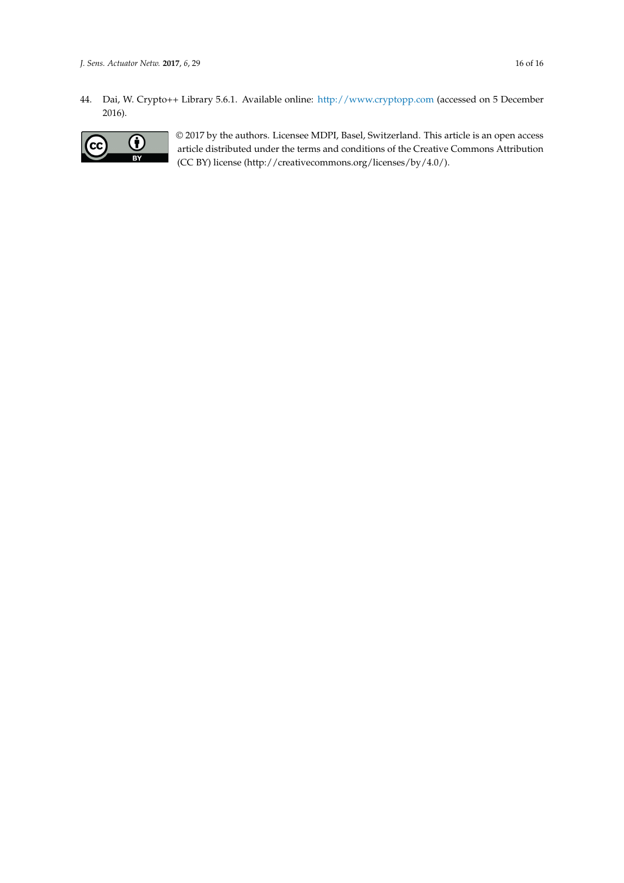44. Dai, W. Crypto++ Library 5.6.1. Available online: http://www.cryptopp.com (accessed on 5 December 2016).

© 2017 by the authors. Licensee MDPI, Basel, Switzerland. This article is an open access article distributed under the terms and conditions of the Creative Commons Attribution (CC BY) license (http://creativecommons.org/licenses/by/4.0/).